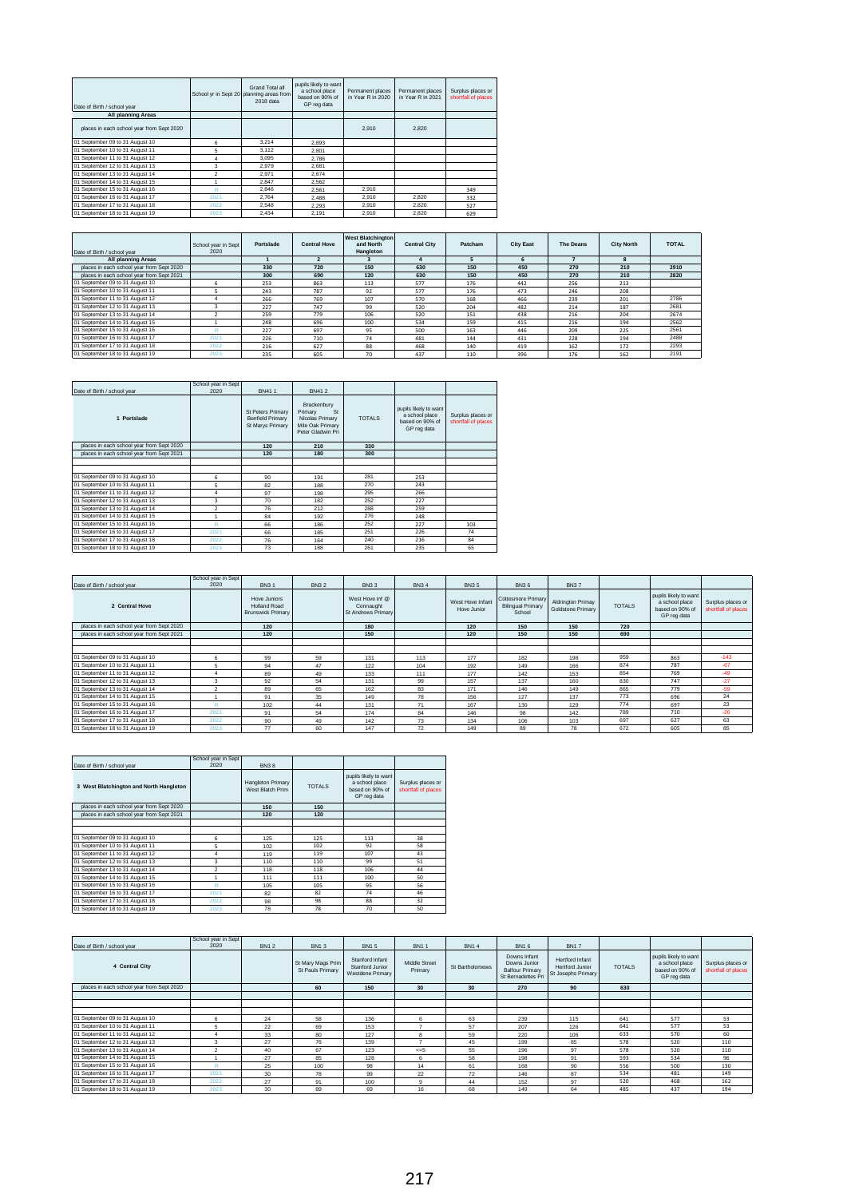| Date of Birth / school year | School yr in Sept 20 | Grand Total all planning areas from 2018 data | pupils likely to want a school place based on 90% of GP reg data | Permanent places in Year R in 2020 | Permanent places in Year R in 2021 | Surplus places or shortfall of places |
|---|---|---|---|---|---|---|
| **All planning Areas** | | | | | | |
| places in each school year from Sept 2020 | | | | 2,910 | 2,820 | |
| 01 September 09 to 31 August 10 | 6 | 3,214 | 2,893 | | | |
| 01 September 10 to 31 August 11 | 5 | 3,112 | 2,801 | | | |
| 01 September 11 to 31 August 12 | 4 | 3,095 | 2,786 | | | |
| 01 September 12 to 31 August 13 | 3 | 2,979 | 2,681 | | | |
| 01 September 13 to 31 August 14 | 2 | 2,971 | 2,674 | | | |
| 01 September 14 to 31 August 15 | 1 | 2,847 | 2,562 | | | |
| 01 September 15 to 31 August 16 | R | 2,846 | 2,561 | 2,910 | | 349 |
| 01 September 16 to 31 August 17 | 2021 | 2,764 | 2,488 | 2,910 | 2,820 | 332 |
| 01 September 17 to 31 August 18 | 2022 | 2,548 | 2,293 | 2,910 | 2,820 | 527 |
| 01 September 18 to 31 August 19 | 2023 | 2,434 | 2,191 | 2,910 | 2,820 | 629 |

| Date of Birth / school year | School year in Sept 2020 | Portslade | Central Hove | West Blatchington and North Hangleton | Central City | Patcham | City East | The Deans | City North | TOTAL |
|---|---|---|---|---|---|---|---|---|---|---|
| **All planning Areas** | | **1** | **2** | **3** | **4** | **5** | **6** | **7** | **8** | |
| places in each school year from Sept 2020 | | **330** | **720** | **150** | **630** | **150** | **450** | **270** | **210** | **2910** |
| places in each school year from Sept 2021 | | **300** | **690** | **120** | **630** | **150** | **450** | **270** | **210** | **2820** |
| 01 September 09 to 31 August 10 | 6 | 253 | 863 | 113 | 577 | 176 | 442 | 256 | 213 | |
| 01 September 10 to 31 August 11 | 5 | 243 | 787 | 92 | 577 | 176 | 473 | 246 | 208 | |
| 01 September 11 to 31 August 12 | 4 | 266 | 769 | 107 | 570 | 168 | 466 | 239 | 201 | 2786 |
| 01 September 12 to 31 August 13 | 3 | 227 | 747 | 99 | 520 | 204 | 482 | 214 | 187 | 2681 |
| 01 September 13 to 31 August 14 | 2 | 259 | 779 | 106 | 520 | 151 | 438 | 216 | 204 | 2674 |
| 01 September 14 to 31 August 15 | 1 | 248 | 696 | 100 | 534 | 159 | 415 | 216 | 194 | 2562 |
| 01 September 15 to 31 August 16 | R | 227 | 697 | 95 | 500 | 163 | 446 | 209 | 225 | 2561 |
| 01 September 16 to 31 August 17 | 2021 | 226 | 710 | 74 | 481 | 144 | 431 | 228 | 194 | 2488 |
| 01 September 17 to 31 August 18 | 2022 | 216 | 627 | 88 | 468 | 140 | 419 | 162 | 172 | 2293 |
| 01 September 18 to 31 August 19 | 2023 | 235 | 605 | 70 | 437 | 110 | 396 | 176 | 162 | 2191 |

| Date of Birth / school year | School year in Sept 2020 | BN41 1 | BN41 2 | | | |
|---|---|---|---|---|---|---|
| **1 Portslade** | | St Peters Primary Benfield Primary St Marys Primary | Brackenbury Primary St Nicolas Primary Mile Oak Primary Peter Gladwin Pri | TOTALS | pupils likely to want a school place based on 90% of GP reg data | Surplus places or shortfall of places |
| places in each school year from Sept 2020 | | **120** | **210** | **330** | | |
| places in each school year from Sept 2021 | | **120** | **180** | **300** | | |
| 01 September 09 to 31 August 10 | 6 | 90 | 191 | 281 | 253 | |
| 01 September 10 to 31 August 11 | 5 | 82 | 188 | 270 | 243 | |
| 01 September 11 to 31 August 12 | 4 | 97 | 198 | 295 | 266 | |
| 01 September 12 to 31 August 13 | 3 | 70 | 182 | 252 | 227 | |
| 01 September 13 to 31 August 14 | 2 | 76 | 212 | 288 | 259 | |
| 01 September 14 to 31 August 15 | 1 | 84 | 192 | 276 | 248 | |
| 01 September 15 to 31 August 16 | R | 66 | 186 | 252 | 227 | 103 |
| 01 September 16 to 31 August 17 | 2021 | 66 | 185 | 251 | 226 | 74 |
| 01 September 17 to 31 August 18 | 2022 | 76 | 164 | 240 | 216 | 84 |
| 01 September 18 to 31 August 19 | 2023 | 73 | 188 | 261 | 235 | 65 |

| Date of Birth / school year | School year in Sept 2020 | BN3 1 | BN3 2 | BN3 3 | BN3 4 | BN3 5 | BN3 6 | BN3 7 | | | |
|---|---|---|---|---|---|---|---|---|---|---|---|
| **2 Central Hove** | | Hove Juniors Holland Road Brunswick Primary | | West Hove inf @ Connaught St Andrews Primary | | West Hove Infant Hove Junior | Cottesmore Primary Bilingual Primary School | Aldrington Primay Goldstone Primary | TOTALS | pupils likely to want a school place based on 90% of GP reg data | Surplus places or shortfall of places |
| places in each school year from Sept 2020 | | **120** | | **180** | | **120** | **150** | **150** | **720** | | |
| places in each school year from Sept 2021 | | **120** | | **150** | | **120** | **150** | **150** | **690** | | |
| 01 September 09 to 31 August 10 | 6 | 99 | 59 | 131 | 113 | 177 | 182 | 198 | 959 | 863 | -143 |
| 01 September 10 to 31 August 11 | 5 | 94 | 47 | 122 | 104 | 192 | 149 | 166 | 874 | 787 | -67 |
| 01 September 11 to 31 August 12 | 4 | 89 | 49 | 133 | 111 | 177 | 142 | 153 | 854 | 769 | -49 |
| 01 September 12 to 31 August 13 | 3 | 92 | 54 | 131 | 99 | 157 | 137 | 160 | 830 | 747 | -27 |
| 01 September 13 to 31 August 14 | 2 | 89 | 65 | 162 | 83 | 171 | 146 | 149 | 865 | 779 | -59 |
| 01 September 14 to 31 August 15 | 1 | 91 | 35 | 149 | 78 | 156 | 127 | 137 | 773 | 696 | 24 |
| 01 September 15 to 31 August 16 | R | 102 | 44 | 131 | 71 | 167 | 130 | 129 | 774 | 697 | 23 |
| 01 September 16 to 31 August 17 | 2021 | 91 | 54 | 174 | 84 | 146 | 98 | 142 | 789 | 710 | -20 |
| 01 September 17 to 31 August 18 | 2022 | 90 | 49 | 142 | 73 | 134 | 106 | 103 | 697 | 627 | 63 |
| 01 September 18 to 31 August 19 | 2023 | 77 | 60 | 147 | 72 | 149 | 89 | 78 | 672 | 605 | 85 |

| Date of Birth / school year | School year in Sept 2020 | BN3 8 | | | |
|---|---|---|---|---|---|
| **3 West Blatchington and North Hangleton** | | Hangleton Primary West Blatch Prim | TOTALS | pupils likely to want a school place based on 90% of GP reg data | Surplus places or shortfall of places |
| places in each school year from Sept 2020 | | **150** | **150** | | |
| places in each school year from Sept 2021 | | **120** | **120** | | |
| 01 September 09 to 31 August 10 | 6 | 125 | 125 | 113 | 38 |
| 01 September 10 to 31 August 11 | 5 | 102 | 102 | 92 | 58 |
| 01 September 11 to 31 August 12 | 4 | 119 | 119 | 107 | 43 |
| 01 September 12 to 31 August 13 | 3 | 110 | 110 | 99 | 51 |
| 01 September 13 to 31 August 14 | 2 | 118 | 118 | 106 | 44 |
| 01 September 14 to 31 August 15 | 1 | 111 | 111 | 100 | 50 |
| 01 September 15 to 31 August 16 | R | 105 | 105 | 95 | 56 |
| 01 September 16 to 31 August 17 | 2021 | 82 | 82 | 74 | 46 |
| 01 September 17 to 31 August 18 | 2022 | 98 | 98 | 88 | 32 |
| 01 September 18 to 31 August 19 | 2023 | 78 | 78 | 70 | 50 |

| Date of Birth / school year | School year in Sept 2020 | BN1 2 | BN1 3 | BN1 5 | BN1 1 | BN1 4 | BN1 6 | BN1 7 | | | |
|---|---|---|---|---|---|---|---|---|---|---|---|
| **4 Central City** | | | St Mary Mags Prim St Pauls Primary | Stanford Infant Stanford Junior Westdene Primary | Middle Street Primary | St Bartholomews | Downs Infant Downs Junior Balfour Primary St Bernadettes Pri | Hertford Infant Hertford Junior St Josephs Primary | TOTALS | pupils likely to want a school place based on 90% of GP reg data | Surplus places or shortfall of places |
| places in each school year from Sept 2020 | | | **60** | **150** | **30** | **30** | **270** | **90** | **630** | | |
| 01 September 09 to 31 August 10 | 6 | 24 | 58 | 136 | 6 | 63 | 239 | 115 | 641 | 577 | 53 |
| 01 September 10 to 31 August 11 | 5 | 22 | 69 | 153 | 7 | 57 | 207 | 126 | 641 | 577 | 53 |
| 01 September 11 to 31 August 12 | 4 | 33 | 80 | 127 | 8 | 59 | 220 | 106 | 633 | 570 | 60 |
| 01 September 12 to 31 August 13 | 3 | 27 | 76 | 139 | 7 | 45 | 199 | 85 | 578 | 520 | 110 |
| 01 September 13 to 31 August 14 | 2 | 40 | 67 | 123 | <=5 | 55 | 196 | 97 | 578 | 520 | 110 |
| 01 September 14 to 31 August 15 | 1 | 27 | 85 | 128 | 6 | 58 | 198 | 91 | 593 | 534 | 96 |
| 01 September 15 to 31 August 16 | R | 25 | 100 | 98 | 14 | 61 | 168 | 90 | 556 | 500 | 130 |
| 01 September 16 to 31 August 17 | 2021 | 30 | 78 | 99 | 22 | 72 | 146 | 87 | 534 | 481 | 149 |
| 01 September 17 to 31 August 18 | 2022 | 27 | 91 | 100 | 9 | 44 | 152 | 97 | 520 | 468 | 162 |
| 01 September 18 to 31 August 19 | 2023 | 30 | 89 | 69 | 16 | 68 | 149 | 64 | 485 | 437 | 194 |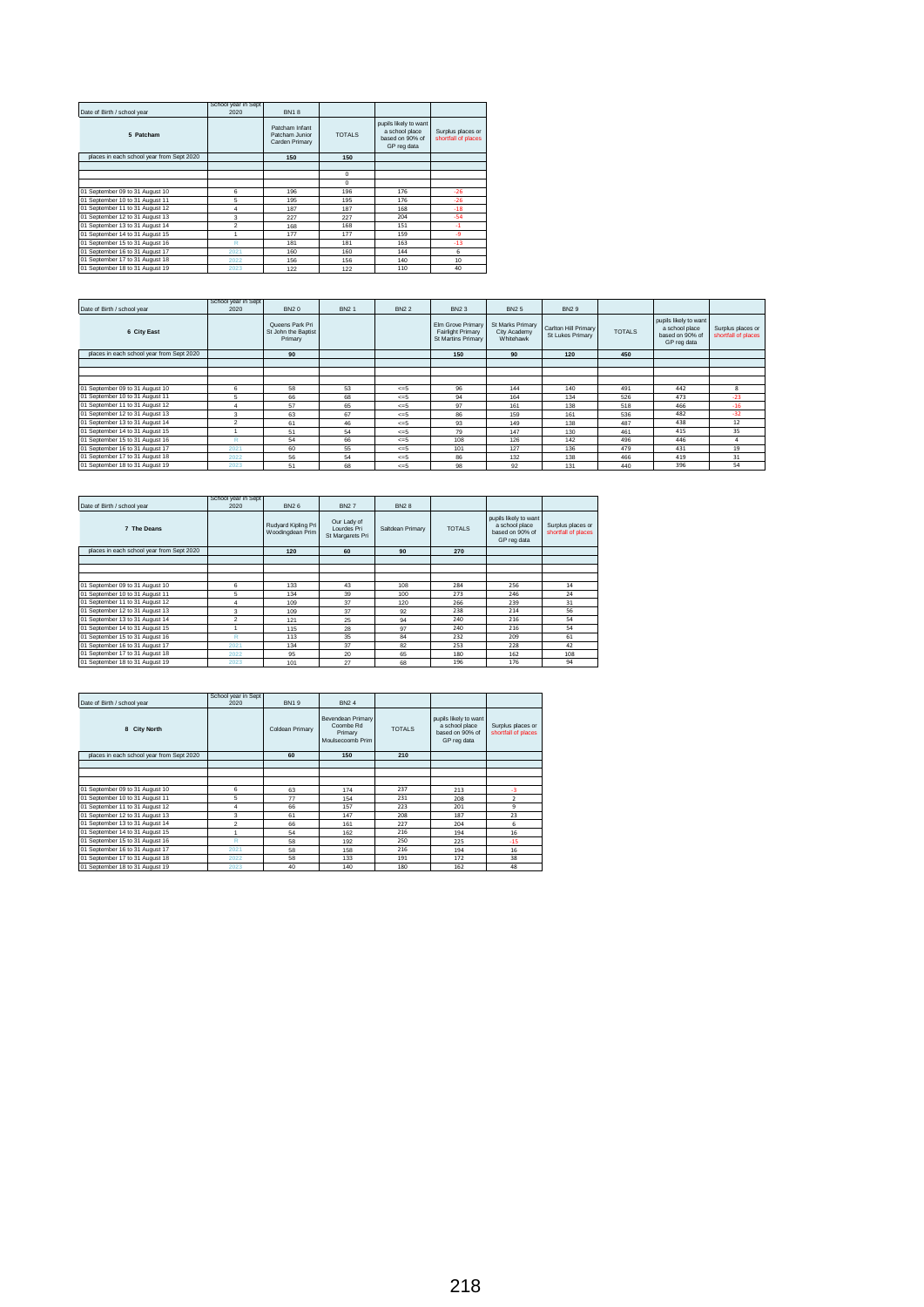| Date of Birth / school year | School year in Sept 2020 | BN1 8 | | | |
|---|---|---|---|---|---|
| 5 Patcham | | Patcham Infant Patcham Junior Carden Primary | TOTALS | pupils likely to want a school place based on 90% of GP reg data | Surplus places or shortfall of places |
| places in each school year from Sept 2020 | | 150 | 150 | | |
| | | | | | |
| | | | 0 | | |
| | | | 0 | | |
| 01 September 09 to 31 August 10 | 6 | 196 | 196 | 176 | -26 |
| 01 September 10 to 31 August 11 | 5 | 195 | 195 | 176 | -26 |
| 01 September 11 to 31 August 12 | 4 | 187 | 187 | 168 | -18 |
| 01 September 12 to 31 August 13 | 3 | 227 | 227 | 204 | -54 |
| 01 September 13 to 31 August 14 | 2 | 168 | 168 | 151 | -1 |
| 01 September 14 to 31 August 15 | 1 | 177 | 177 | 159 | -9 |
| 01 September 15 to 31 August 16 | R | 181 | 181 | 163 | -13 |
| 01 September 16 to 31 August 17 | 2021 | 160 | 160 | 144 | 6 |
| 01 September 17 to 31 August 18 | 2022 | 156 | 156 | 140 | 10 |
| 01 September 18 to 31 August 19 | 2023 | 122 | 122 | 110 | 40 |

| Date of Birth / school year | School year in Sept 2020 | BN2 0 | BN2 1 | BN2 2 | BN2 3 | BN2 5 | BN2 9 | | | |
|---|---|---|---|---|---|---|---|---|---|---|
| 6 City East | | Queens Park Pri St John the Baptist Primary | | | Elm Grove Primary Fairlight Primary St Martins Primary | St Marks Primary City Academy Whitehawk | Carlton Hill Primary St Lukes Primary | TOTALS | pupils likely to want a school place based on 90% of GP reg data | Surplus places or shortfall of places |
| places in each school year from Sept 2020 | | 90 | | | 150 | 90 | 120 | 450 | | |
| | | | | | | | | | | |
| | | | | | | | | | | |
| | | | | | | | | | | |
| 01 September 09 to 31 August 10 | 6 | 58 | 53 | <=5 | 96 | 144 | 140 | 491 | 442 | 8 |
| 01 September 10 to 31 August 11 | 5 | 66 | 68 | <=5 | 94 | 164 | 134 | 526 | 473 | -23 |
| 01 September 11 to 31 August 12 | 4 | 57 | 65 | <=5 | 97 | 161 | 138 | 518 | 466 | -16 |
| 01 September 12 to 31 August 13 | 3 | 63 | 67 | <=5 | 86 | 159 | 161 | 536 | 482 | -32 |
| 01 September 13 to 31 August 14 | 2 | 61 | 46 | <=5 | 93 | 149 | 138 | 487 | 438 | 12 |
| 01 September 14 to 31 August 15 | 1 | 51 | 54 | <=5 | 79 | 147 | 130 | 461 | 415 | 35 |
| 01 September 15 to 31 August 16 | R | 54 | 66 | <=5 | 108 | 126 | 142 | 496 | 446 | 4 |
| 01 September 16 to 31 August 17 | 2021 | 60 | 55 | <=5 | 101 | 127 | 136 | 479 | 431 | 19 |
| 01 September 17 to 31 August 18 | 2022 | 56 | 54 | <=5 | 86 | 132 | 138 | 466 | 419 | 31 |
| 01 September 18 to 31 August 19 | 2023 | 51 | 68 | <=5 | 98 | 92 | 131 | 440 | 396 | 54 |

| Date of Birth / school year | School year in Sept 2020 | BN2 6 | BN2 7 | BN2 8 | | | |
|---|---|---|---|---|---|---|---|
| 7 The Deans | | Rudyard Kipling Pri Woodingdean Prim | Our Lady of Lourdes Pri St Margarets Pri | Saltdean Primary | TOTALS | pupils likely to want a school place based on 90% of GP reg data | Surplus places or shortfall of places |
| places in each school year from Sept 2020 | | 120 | 60 | 90 | 270 | | |
| | | | | | | | |
| | | | | | | | |
| | | | | | | | |
| 01 September 09 to 31 August 10 | 6 | 133 | 43 | 108 | 284 | 256 | 14 |
| 01 September 10 to 31 August 11 | 5 | 134 | 39 | 100 | 273 | 246 | 24 |
| 01 September 11 to 31 August 12 | 4 | 109 | 37 | 120 | 266 | 239 | 31 |
| 01 September 12 to 31 August 13 | 3 | 109 | 37 | 92 | 238 | 214 | 56 |
| 01 September 13 to 31 August 14 | 2 | 121 | 25 | 94 | 240 | 216 | 54 |
| 01 September 14 to 31 August 15 | 1 | 115 | 28 | 97 | 240 | 216 | 54 |
| 01 September 15 to 31 August 16 | R | 113 | 35 | 84 | 232 | 209 | 61 |
| 01 September 16 to 31 August 17 | 2021 | 134 | 37 | 82 | 253 | 228 | 42 |
| 01 September 17 to 31 August 18 | 2022 | 95 | 20 | 65 | 180 | 162 | 108 |
| 01 September 18 to 31 August 19 | 2023 | 101 | 27 | 68 | 196 | 176 | 94 |

| Date of Birth / school year | School year in Sept 2020 | BN1 9 | BN2 4 | | | |
|---|---|---|---|---|---|---|
| 8 City North | | Coldean Primary | Bevendean Primary Coombe Rd Primary Moulsecoomb Prim | TOTALS | pupils likely to want a school place based on 90% of GP reg data | Surplus places or shortfall of places |
| places in each school year from Sept 2020 | | 60 | 150 | 210 | | |
| | | | | | | |
| | | | | | | |
| | | | | | | |
| 01 September 09 to 31 August 10 | 6 | 63 | 174 | 237 | 213 | -3 |
| 01 September 10 to 31 August 11 | 5 | 77 | 154 | 231 | 208 | 2 |
| 01 September 11 to 31 August 12 | 4 | 66 | 157 | 223 | 201 | 9 |
| 01 September 12 to 31 August 13 | 3 | 61 | 147 | 208 | 187 | 23 |
| 01 September 13 to 31 August 14 | 2 | 66 | 161 | 227 | 204 | 6 |
| 01 September 14 to 31 August 15 | 1 | 54 | 162 | 216 | 194 | 16 |
| 01 September 15 to 31 August 16 | R | 58 | 192 | 250 | 225 | -15 |
| 01 September 16 to 31 August 17 | 2021 | 58 | 158 | 216 | 194 | 16 |
| 01 September 17 to 31 August 18 | 2022 | 58 | 133 | 191 | 172 | 38 |
| 01 September 18 to 31 August 19 | 2023 | 40 | 140 | 180 | 162 | 48 |